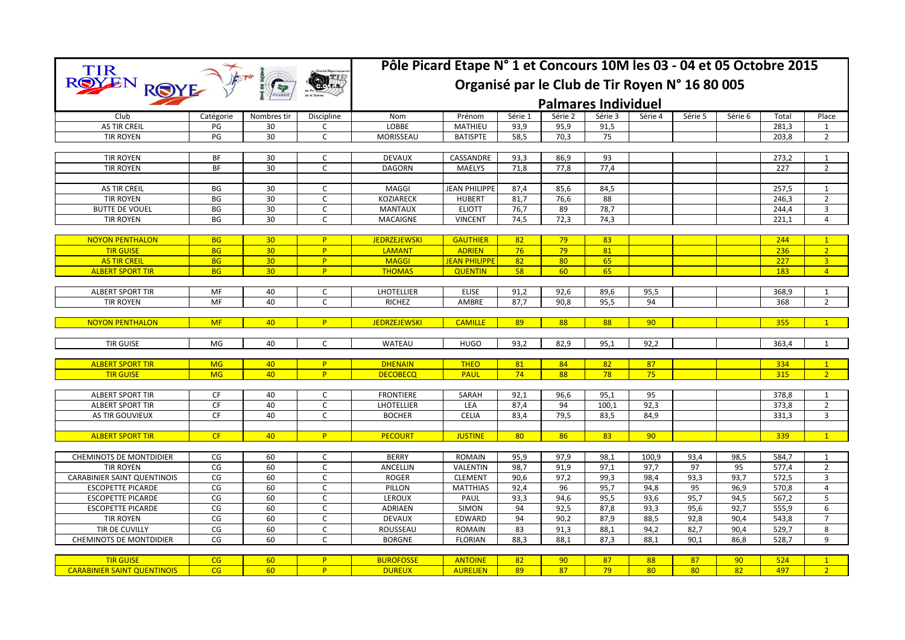# Pôle Picard Etape N° 1 et Concours 10M les 03 - 04 et 05 Octobre 2015

## Organisé par le Club de Tir Royen N° 16 80 005

### Palmares Individuel

| Club | Catégorie | Nombres tir | Discipline | Nom | Prénom | Série 1 | Série 2 | Série 3 | Série 4 | Série 5 | Série 6 | Total | Place |
|---|---|---|---|---|---|---|---|---|---|---|---|---|---|
| AS TIR CREIL | PG | 30 | C | LOBBE | MATHIEU | 93,9 | 95,9 | 91,5 | | | | 281,3 | 1 |
| TIR ROYEN | PG | 30 | C | MORISSEAU | BATISPTE | 58,5 | 70,3 | 75 | | | | 203,8 | 2 |
| | | | | | | | | | | | | | |
| TIR ROYEN | BF | 30 | C | DEVAUX | CASSANDRE | 93,3 | 86,9 | 93 | | | | 273,2 | 1 |
| TIR ROYEN | BF | 30 | C | DAGORN | MAELYS | 71,8 | 77,8 | 77,4 | | | | 227 | 2 |
| | | | | | | | | | | | | | |
| AS TIR CREIL | BG | 30 | C | MAGGI | JEAN PHILIPPE | 87,4 | 85,6 | 84,5 | | | | 257,5 | 1 |
| TIR ROYEN | BG | 30 | C | KOZIARECK | HUBERT | 81,7 | 76,6 | 88 | | | | 246,3 | 2 |
| BUTTE DE VOUEL | BG | 30 | C | MANTAUX | ELIOTT | 76,7 | 89 | 78,7 | | | | 244,4 | 3 |
| TIR ROYEN | BG | 30 | C | MACAIGNE | VINCENT | 74,5 | 72,3 | 74,3 | | | | 221,1 | 4 |
| | | | | | | | | | | | | | |
| NOYON PENTHALON | BG | 30 | P | JEDRZEJEWSKI | GAUTHIER | 82 | 79 | 83 | | | | 244 | 1 |
| TIR GUISE | BG | 30 | P | LAMANT | ADRIEN | 76 | 79 | 81 | | | | 236 | 2 |
| AS TIR CREIL | BG | 30 | P | MAGGI | JEAN PHILIPPE | 82 | 80 | 65 | | | | 227 | 3 |
| ALBERT SPORT TIR | BG | 30 | P | THOMAS | QUENTIN | 58 | 60 | 65 | | | | 183 | 4 |
| | | | | | | | | | | | | | |
| ALBERT SPORT TIR | MF | 40 | C | LHOTELLIER | ELISE | 91,2 | 92,6 | 89,6 | 95,5 | | | 368,9 | 1 |
| TIR ROYEN | MF | 40 | C | RICHEZ | AMBRE | 87,7 | 90,8 | 95,5 | 94 | | | 368 | 2 |
| | | | | | | | | | | | | | |
| NOYON PENTHALON | MF | 40 | P | JEDRZEJEWSKI | CAMILLE | 89 | 88 | 88 | 90 | | | 355 | 1 |
| | | | | | | | | | | | | | |
| TIR GUISE | MG | 40 | C | WATEAU | HUGO | 93,2 | 82,9 | 95,1 | 92,2 | | | 363,4 | 1 |
| | | | | | | | | | | | | | |
| ALBERT SPORT TIR | MG | 40 | P | DHENAIN | THEO | 81 | 84 | 82 | 87 | | | 334 | 1 |
| TIR GUISE | MG | 40 | P | DECOBECQ | PAUL | 74 | 88 | 78 | 75 | | | 315 | 2 |
| | | | | | | | | | | | | | |
| ALBERT SPORT TIR | CF | 40 | C | FRONTIERE | SARAH | 92,1 | 96,6 | 95,1 | 95 | | | 378,8 | 1 |
| ALBERT SPORT TIR | CF | 40 | C | LHOTELLIER | LEA | 87,4 | 94 | 100,1 | 92,3 | | | 373,8 | 2 |
| AS TIR GOUVIEUX | CF | 40 | C | BOCHER | CELIA | 83,4 | 79,5 | 83,5 | 84,9 | | | 331,3 | 3 |
| | | | | | | | | | | | | | |
| ALBERT SPORT TIR | CF | 40 | P | PECOURT | JUSTINE | 80 | 86 | 83 | 90 | | | 339 | 1 |
| | | | | | | | | | | | | | |
| CHEMINOTS DE MONTDIDIER | CG | 60 | C | BERRY | ROMAIN | 95,9 | 97,9 | 98,1 | 100,9 | 93,4 | 98,5 | 584,7 | 1 |
| TIR ROYEN | CG | 60 | C | ANCELLIN | VALENTIN | 98,7 | 91,9 | 97,1 | 97,7 | 97 | 95 | 577,4 | 2 |
| CARABINIER SAINT QUENTINOIS | CG | 60 | C | ROGER | CLEMENT | 90,6 | 97,2 | 99,3 | 98,4 | 93,3 | 93,7 | 572,5 | 3 |
| ESCOPETTE PICARDE | CG | 60 | C | PILLON | MATTHIAS | 92,4 | 96 | 95,7 | 94,8 | 95 | 96,9 | 570,8 | 4 |
| ESCOPETTE PICARDE | CG | 60 | C | LEROUX | PAUL | 93,3 | 94,6 | 95,5 | 93,6 | 95,7 | 94,5 | 567,2 | 5 |
| ESCOPETTE PICARDE | CG | 60 | C | ADRIAEN | SIMON | 94 | 92,5 | 87,8 | 93,3 | 95,6 | 92,7 | 555,9 | 6 |
| TIR ROYEN | CG | 60 | C | DEVAUX | EDWARD | 94 | 90,2 | 87,9 | 88,5 | 92,8 | 90,4 | 543,8 | 7 |
| TIR DE CUVILLY | CG | 60 | C | ROUSSEAU | ROMAIN | 83 | 91,3 | 88,1 | 94,2 | 82,7 | 90,4 | 529,7 | 8 |
| CHEMINOTS DE MONTDIDIER | CG | 60 | C | BORGNE | FLORIAN | 88,3 | 88,1 | 87,3 | 88,1 | 90,1 | 86,8 | 528,7 | 9 |
| | | | | | | | | | | | | | |
| TIR GUISE | CG | 60 | P | BUROFOSSE | ANTOINE | 82 | 90 | 87 | 88 | 87 | 90 | 524 | 1 |
| CARABINIER SAINT QUENTINOIS | CG | 60 | P | DUREUX | AURELIEN | 89 | 87 | 79 | 80 | 80 | 82 | 497 | 2 |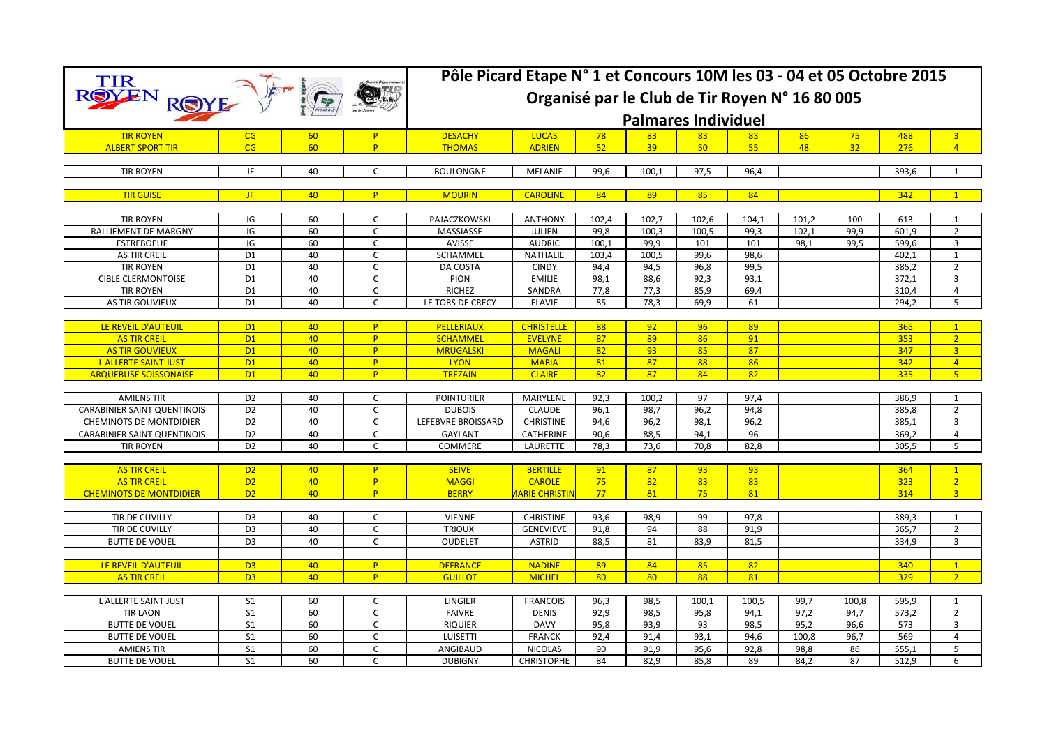# Pôle Picard Etape N° 1 et Concours 10M les 03 - 04 et 05 Octobre 2015

## Organisé par le Club de Tir Royen N° 16 80 005

## Palmares Individuel

| Club | Cat. | Tirs | Arme | Nom | Prénom | S1 | S2 | S3 | S4 | S5 | S6 | Total | Clt |
|---|---|---|---|---|---|---|---|---|---|---|---|---|---|
| TIR ROYEN | CG | 60 | P | DESACHY | LUCAS | 78 | 83 | 83 | 83 | 86 | 75 | 488 | 3 |
| ALBERT SPORT TIR | CG | 60 | P | THOMAS | ADRIEN | 52 | 39 | 50 | 55 | 48 | 32 | 276 | 4 |
| | | | | | | | | | | | | | |
| TIR ROYEN | JF | 40 | C | BOULONGNE | MELANIE | 99,6 | 100,1 | 97,5 | 96,4 | | | 393,6 | 1 |
| | | | | | | | | | | | | | |
| TIR GUISE | JF | 40 | P | MOURIN | CAROLINE | 84 | 89 | 85 | 84 | | | 342 | 1 |
| | | | | | | | | | | | | | |
| TIR ROYEN | JG | 60 | C | PAJACZKOWSKI | ANTHONY | 102,4 | 102,7 | 102,6 | 104,1 | 101,2 | 100 | 613 | 1 |
| RALLIEMENT DE MARGNY | JG | 60 | C | MASSIASSE | JULIEN | 99,8 | 100,3 | 100,5 | 99,3 | 102,1 | 99,9 | 601,9 | 2 |
| ESTREBOEUF | JG | 60 | C | AVISSE | AUDRIC | 100,1 | 99,9 | 101 | 101 | 98,1 | 99,5 | 599,6 | 3 |
| AS TIR CREIL | D1 | 40 | C | SCHAMMEL | NATHALIE | 103,4 | 100,5 | 99,6 | 98,6 | | | 402,1 | 1 |
| TIR ROYEN | D1 | 40 | C | DA COSTA | CINDY | 94,4 | 94,5 | 96,8 | 99,5 | | | 385,2 | 2 |
| CIBLE CLERMONTOISE | D1 | 40 | C | PION | EMILIE | 98,1 | 88,6 | 92,3 | 93,1 | | | 372,1 | 3 |
| TIR ROYEN | D1 | 40 | C | RICHEZ | SANDRA | 77,8 | 77,3 | 85,9 | 69,4 | | | 310,4 | 4 |
| AS TIR GOUVIEUX | D1 | 40 | C | LE TORS DE CRECY | FLAVIE | 85 | 78,3 | 69,9 | 61 | | | 294,2 | 5 |
| | | | | | | | | | | | | | |
| LE REVEIL D'AUTEUIL | D1 | 40 | P | PELLERIAUX | CHRISTELLE | 88 | 92 | 96 | 89 | | | 365 | 1 |
| AS TIR CREIL | D1 | 40 | P | SCHAMMEL | EVELYNE | 87 | 89 | 86 | 91 | | | 353 | 2 |
| AS TIR GOUVIEUX | D1 | 40 | P | MRUGALSKI | MAGALI | 82 | 93 | 85 | 87 | | | 347 | 3 |
| L ALLERTE SAINT JUST | D1 | 40 | P | LYON | MARIA | 81 | 87 | 88 | 86 | | | 342 | 4 |
| ARQUEBUSE SOISSONAISE | D1 | 40 | P | TREZAIN | CLAIRE | 82 | 87 | 84 | 82 | | | 335 | 5 |
| | | | | | | | | | | | | | |
| AMIENS TIR | D2 | 40 | C | POINTURIER | MARYLENE | 92,3 | 100,2 | 97 | 97,4 | | | 386,9 | 1 |
| CARABINIER SAINT QUENTINOIS | D2 | 40 | C | DUBOIS | CLAUDE | 96,1 | 98,7 | 96,2 | 94,8 | | | 385,8 | 2 |
| CHEMINOTS DE MONTDIDIER | D2 | 40 | C | LEFEBVRE BROISSARD | CHRISTINE | 94,6 | 96,2 | 98,1 | 96,2 | | | 385,1 | 3 |
| CARABINIER SAINT QUENTINOIS | D2 | 40 | C | GAYLANT | CATHERINE | 90,6 | 88,5 | 94,1 | 96 | | | 369,2 | 4 |
| TIR ROYEN | D2 | 40 | C | COMMERE | LAURETTE | 78,3 | 73,6 | 70,8 | 82,8 | | | 305,5 | 5 |
| | | | | | | | | | | | | | |
| AS TIR CREIL | D2 | 40 | P | SEIVE | BERTILLE | 91 | 87 | 93 | 93 | | | 364 | 1 |
| AS TIR CREIL | D2 | 40 | P | MAGGI | CAROLE | 75 | 82 | 83 | 83 | | | 323 | 2 |
| CHEMINOTS DE MONTDIDIER | D2 | 40 | P | BERRY | MARIE CHRISTIN | 77 | 81 | 75 | 81 | | | 314 | 3 |
| | | | | | | | | | | | | | |
| TIR DE CUVILLY | D3 | 40 | C | VIENNE | CHRISTINE | 93,6 | 98,9 | 99 | 97,8 | | | 389,3 | 1 |
| TIR DE CUVILLY | D3 | 40 | C | TRIOUX | GENEVIEVE | 91,8 | 94 | 88 | 91,9 | | | 365,7 | 2 |
| BUTTE DE VOUEL | D3 | 40 | C | OUDELET | ASTRID | 88,5 | 81 | 83,9 | 81,5 | | | 334,9 | 3 |
| | | | | | | | | | | | | | |
| LE REVEIL D'AUTEUIL | D3 | 40 | P | DEFRANCE | NADINE | 89 | 84 | 85 | 82 | | | 340 | 1 |
| AS TIR CREIL | D3 | 40 | P | GUILLOT | MICHEL | 80 | 80 | 88 | 81 | | | 329 | 2 |
| | | | | | | | | | | | | | |
| L ALLERTE SAINT JUST | S1 | 60 | C | LINGIER | FRANCOIS | 96,3 | 98,5 | 100,1 | 100,5 | 99,7 | 100,8 | 595,9 | 1 |
| TIR LAON | S1 | 60 | C | FAIVRE | DENIS | 92,9 | 98,5 | 95,8 | 94,1 | 97,2 | 94,7 | 573,2 | 2 |
| BUTTE DE VOUEL | S1 | 60 | C | RIQUIER | DAVY | 95,8 | 93,9 | 93 | 98,5 | 95,2 | 96,6 | 573 | 3 |
| BUTTE DE VOUEL | S1 | 60 | C | LUISETTI | FRANCK | 92,4 | 91,4 | 93,1 | 94,6 | 100,8 | 96,7 | 569 | 4 |
| AMIENS TIR | S1 | 60 | C | ANGIBAUD | NICOLAS | 90 | 91,9 | 95,6 | 92,8 | 98,8 | 86 | 555,1 | 5 |
| BUTTE DE VOUEL | S1 | 60 | C | DUBIGNY | CHRISTOPHE | 84 | 82,9 | 85,8 | 89 | 84,2 | 87 | 512,9 | 6 |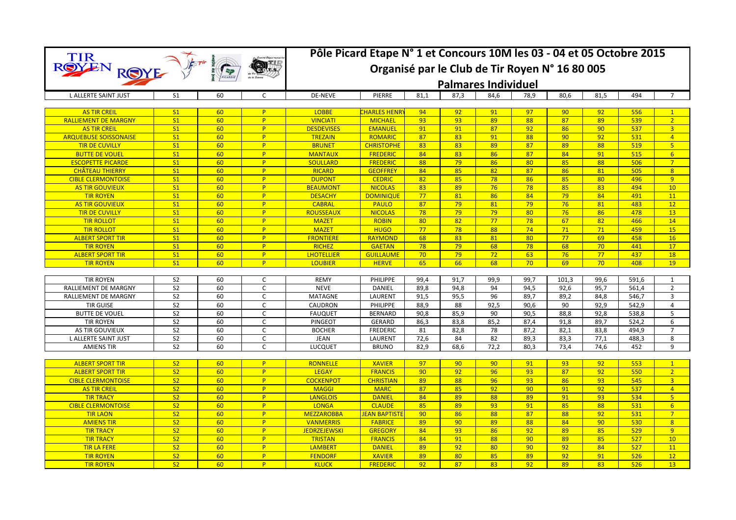# Pôle Picard Etape N° 1 et Concours 10M les 03 - 04 et 05 Octobre 2015

## Organisé par le Club de Tir Royen N° 16 80 005

## Palmares Individuel

| | | | | | | | | | | | | | |
|---|---|---|---|---|---|---|---|---|---|---|---|---|---|
| L ALLERTE SAINT JUST | S1 | 60 | C | DE-NEVE | PIERRE | 81,1 | 87,3 | 84,6 | 78,9 | 80,6 | 81,5 | 494 | 7 |

| | | | | | | | | | | | | | |
|---|---|---|---|---|---|---|---|---|---|---|---|---|---|
| AS TIR CREIL | S1 | 60 | P | LOBBE | CHARLES HENRY | 94 | 92 | 91 | 97 | 90 | 92 | 556 | 1 |
| RALLIEMENT DE MARGNY | S1 | 60 | P | VINCIATI | MICHAEL | 93 | 93 | 89 | 88 | 87 | 89 | 539 | 2 |
| AS TIR CREIL | S1 | 60 | P | DESDEVISES | EMANUEL | 91 | 91 | 87 | 92 | 86 | 90 | 537 | 3 |
| ARQUEBUSE SOISSONAISE | S1 | 60 | P | TREZAIN | ROMARIC | 87 | 83 | 91 | 88 | 90 | 92 | 531 | 4 |
| TIR DE CUVILLY | S1 | 60 | P | BRUNET | CHRISTOPHE | 83 | 83 | 89 | 87 | 89 | 88 | 519 | 5 |
| BUTTE DE VOUEL | S1 | 60 | P | MANTAUX | FREDERIC | 84 | 83 | 86 | 87 | 84 | 91 | 515 | 6 |
| ESCOPETTE PICARDE | S1 | 60 | P | SOULLARD | FREDERIC | 88 | 79 | 86 | 80 | 85 | 88 | 506 | 7 |
| CHÂTEAU THIERRY | S1 | 60 | P | RICARD | GEOFFREY | 84 | 85 | 82 | 87 | 86 | 81 | 505 | 8 |
| CIBLE CLERMONTOISE | S1 | 60 | P | DUPONT | CEDRIC | 82 | 85 | 78 | 86 | 85 | 80 | 496 | 9 |
| AS TIR GOUVIEUX | S1 | 60 | P | BEAUMONT | NICOLAS | 83 | 89 | 76 | 78 | 85 | 83 | 494 | 10 |
| TIR ROYEN | S1 | 60 | P | DESACHY | DOMINIQUE | 77 | 81 | 86 | 84 | 79 | 84 | 491 | 11 |
| AS TIR GOUVIEUX | S1 | 60 | P | CABRAL | PAULO | 87 | 79 | 81 | 79 | 76 | 81 | 483 | 12 |
| TIR DE CUVILLY | S1 | 60 | P | ROUSSEAUX | NICOLAS | 78 | 79 | 79 | 80 | 76 | 86 | 478 | 13 |
| TIR ROLLOT | S1 | 60 | P | MAZET | ROBIN | 80 | 82 | 77 | 78 | 67 | 82 | 466 | 14 |
| TIR ROLLOT | S1 | 60 | P | MAZET | HUGO | 77 | 78 | 88 | 74 | 71 | 71 | 459 | 15 |
| ALBERT SPORT TIR | S1 | 60 | P | FRONTIERE | RAYMOND | 68 | 83 | 81 | 80 | 77 | 69 | 458 | 16 |
| TIR ROYEN | S1 | 60 | P | RICHEZ | GAETAN | 78 | 79 | 68 | 78 | 68 | 70 | 441 | 17 |
| ALBERT SPORT TIR | S1 | 60 | P | LHOTELLIER | GUILLAUME | 70 | 79 | 72 | 63 | 76 | 77 | 437 | 18 |
| TIR ROYEN | S1 | 60 | P | LOUBIER | HERVE | 65 | 66 | 68 | 70 | 69 | 70 | 408 | 19 |

| | | | | | | | | | | | | | |
|---|---|---|---|---|---|---|---|---|---|---|---|---|---|
| TIR ROYEN | S2 | 60 | C | REMY | PHILIPPE | 99,4 | 91,7 | 99,9 | 99,7 | 101,3 | 99,6 | 591,6 | 1 |
| RALLIEMENT DE MARGNY | S2 | 60 | C | NEVE | DANIEL | 89,8 | 94,8 | 94 | 94,5 | 92,6 | 95,7 | 561,4 | 2 |
| RALLIEMENT DE MARGNY | S2 | 60 | C | MATAGNE | LAURENT | 91,5 | 95,5 | 96 | 89,7 | 89,2 | 84,8 | 546,7 | 3 |
| TIR GUISE | S2 | 60 | C | CAUDRON | PHILIPPE | 88,9 | 88 | 92,5 | 90,6 | 90 | 92,9 | 542,9 | 4 |
| BUTTE DE VOUEL | S2 | 60 | C | FAUQUET | BERNARD | 90,8 | 85,9 | 90 | 90,5 | 88,8 | 92,8 | 538,8 | 5 |
| TIR ROYEN | S2 | 60 | C | PINGEOT | GERARD | 86,3 | 83,8 | 85,2 | 87,4 | 91,8 | 89,7 | 524,2 | 6 |
| AS TIR GOUVIEUX | S2 | 60 | C | BOCHER | FREDERIC | 81 | 82,8 | 78 | 87,2 | 82,1 | 83,8 | 494,9 | 7 |
| L ALLERTE SAINT JUST | S2 | 60 | C | JEAN | LAURENT | 72,6 | 84 | 82 | 89,3 | 83,3 | 77,1 | 488,3 | 8 |
| AMIENS TIR | S2 | 60 | C | LUCQUET | BRUNO | 82,9 | 68,6 | 72,2 | 80,3 | 73,4 | 74,6 | 452 | 9 |

| | | | | | | | | | | | | | |
|---|---|---|---|---|---|---|---|---|---|---|---|---|---|
| ALBERT SPORT TIR | S2 | 60 | P | RONNELLE | XAVIER | 97 | 90 | 90 | 91 | 93 | 92 | 553 | 1 |
| ALBERT SPORT TIR | S2 | 60 | P | LEGAY | FRANCIS | 90 | 92 | 96 | 93 | 87 | 92 | 550 | 2 |
| CIBLE CLERMONTOISE | S2 | 60 | P | COCKENPOT | CHRISTIAN | 89 | 88 | 96 | 93 | 86 | 93 | 545 | 3 |
| AS TIR CREIL | S2 | 60 | P | MAGGI | MARC | 87 | 85 | 92 | 90 | 91 | 92 | 537 | 4 |
| TIR TRACY | S2 | 60 | P | LANGLOIS | DANIEL | 84 | 89 | 88 | 89 | 91 | 93 | 534 | 5 |
| CIBLE CLERMONTOISE | S2 | 60 | P | LONGA | CLAUDE | 85 | 89 | 93 | 91 | 85 | 88 | 531 | 6 |
| TIR LAON | S2 | 60 | P | MEZZAROBBA | JEAN BAPTISTE | 90 | 86 | 88 | 87 | 88 | 92 | 531 | 7 |
| AMIENS TIR | S2 | 60 | P | VANMERRIS | FABRICE | 89 | 90 | 89 | 88 | 84 | 90 | 530 | 8 |
| TIR TRACY | S2 | 60 | P | JEDRZEJEWSKI | GREGORY | 84 | 93 | 86 | 92 | 89 | 85 | 529 | 9 |
| TIR TRACY | S2 | 60 | P | TRISTAN | FRANCIS | 84 | 91 | 88 | 90 | 89 | 85 | 527 | 10 |
| TIR LA FERE | S2 | 60 | P | LAMBERT | DANIEL | 89 | 92 | 80 | 90 | 92 | 84 | 527 | 11 |
| TIR ROYEN | S2 | 60 | P | FENDORF | XAVIER | 89 | 80 | 85 | 89 | 92 | 91 | 526 | 12 |
| TIR ROYEN | S2 | 60 | P | KLUCK | FREDERIC | 92 | 87 | 83 | 92 | 89 | 83 | 526 | 13 |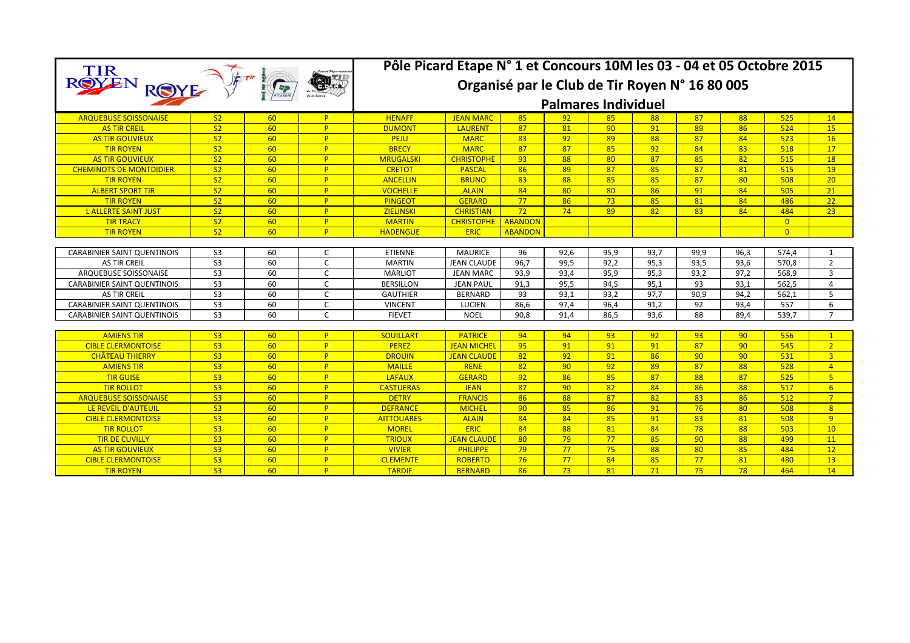# Pôle Picard Etape N° 1 et Concours 10M les 03 - 04 et 05 Octobre 2015

## Organisé par le Club de Tir Royen N° 16 80 005

## Palmares Individuel

| | | | | | | | | | | | | | |
|---|---|---|---|---|---|---|---|---|---|---|---|---|---|
| ARQUEBUSE SOISSONAISE | S2 | 60 | P | HENAFF | JEAN MARC | 85 | 92 | 85 | 88 | 87 | 88 | 525 | 14 |
| AS TIR CREIL | S2 | 60 | P | DUMONT | LAURENT | 87 | 81 | 90 | 91 | 89 | 86 | 524 | 15 |
| AS TIR GOUVIEUX | S2 | 60 | P | PEJU | MARC | 83 | 92 | 89 | 88 | 87 | 84 | 523 | 16 |
| TIR ROYEN | S2 | 60 | P | BRECY | MARC | 87 | 87 | 85 | 92 | 84 | 83 | 518 | 17 |
| AS TIR GOUVIEUX | S2 | 60 | P | MRUGALSKI | CHRISTOPHE | 93 | 88 | 80 | 87 | 85 | 82 | 515 | 18 |
| CHEMINOTS DE MONTDIDIER | S2 | 60 | P | CRETOT | PASCAL | 86 | 89 | 87 | 85 | 87 | 81 | 515 | 19 |
| TIR ROYEN | S2 | 60 | P | ANCELLIN | BRUNO | 83 | 88 | 85 | 85 | 87 | 80 | 508 | 20 |
| ALBERT SPORT TIR | S2 | 60 | P | VOCHELLE | ALAIN | 84 | 80 | 80 | 86 | 91 | 84 | 505 | 21 |
| TIR ROYEN | S2 | 60 | P | PINGEOT | GERARD | 77 | 86 | 73 | 85 | 81 | 84 | 486 | 22 |
| L ALLERTE SAINT JUST | S2 | 60 | P | ZIELINSKI | CHRISTIAN | 72 | 74 | 89 | 82 | 83 | 84 | 484 | 23 |
| TIR TRACY | S2 | 60 | P | MARTIN | CHRISTOPHE | ABANDON | | | | | | 0 | |
| TIR ROYEN | S2 | 60 | P | HADENGUE | ERIC | ABANDON | | | | | | 0 | |

| | | | | | | | | | | | | | |
|---|---|---|---|---|---|---|---|---|---|---|---|---|---|
| CARABINIER SAINT QUENTINOIS | S3 | 60 | C | ETIENNE | MAURICE | 96 | 92,6 | 95,9 | 93,7 | 99,9 | 96,3 | 574,4 | 1 |
| AS TIR CREIL | S3 | 60 | C | MARTIN | JEAN CLAUDE | 96,7 | 99,5 | 92,2 | 95,3 | 93,5 | 93,6 | 570,8 | 2 |
| ARQUEBUSE SOISSONAISE | S3 | 60 | C | MARLIOT | JEAN MARC | 93,9 | 93,4 | 95,9 | 95,3 | 93,2 | 97,2 | 568,9 | 3 |
| CARABINIER SAINT QUENTINOIS | S3 | 60 | C | BERSILLON | JEAN PAUL | 91,3 | 95,5 | 94,5 | 95,1 | 93 | 93,1 | 562,5 | 4 |
| AS TIR CREIL | S3 | 60 | C | GAUTHIER | BERNARD | 93 | 93,1 | 93,2 | 97,7 | 90,9 | 94,2 | 562,1 | 5 |
| CARABINIER SAINT QUENTINOIS | S3 | 60 | C | VINCENT | LUCIEN | 86,6 | 97,4 | 96,4 | 91,2 | 92 | 93,4 | 557 | 6 |
| CARABINIER SAINT QUENTINOIS | S3 | 60 | C | FIEVET | NOEL | 90,8 | 91,4 | 86,5 | 93,6 | 88 | 89,4 | 539,7 | 7 |

| | | | | | | | | | | | | | |
|---|---|---|---|---|---|---|---|---|---|---|---|---|---|
| AMIENS TIR | S3 | 60 | P | SOUILLART | PATRICE | 94 | 94 | 93 | 92 | 93 | 90 | 556 | 1 |
| CIBLE CLERMONTOISE | S3 | 60 | P | PEREZ | JEAN MICHEL | 95 | 91 | 91 | 91 | 87 | 90 | 545 | 2 |
| CHÂTEAU THIERRY | S3 | 60 | P | DROUIN | JEAN CLAUDE | 82 | 92 | 91 | 86 | 90 | 90 | 531 | 3 |
| AMIENS TIR | S3 | 60 | P | MAILLE | RENE | 82 | 90 | 92 | 89 | 87 | 88 | 528 | 4 |
| TIR GUISE | S3 | 60 | P | LAFAUX | GERARD | 92 | 86 | 85 | 87 | 88 | 87 | 525 | 5 |
| TIR ROLLOT | S3 | 60 | P | CASTUERAS | JEAN | 87 | 90 | 82 | 84 | 86 | 88 | 517 | 6 |
| ARQUEBUSE SOISSONAISE | S3 | 60 | P | DETRY | FRANCIS | 86 | 88 | 87 | 82 | 83 | 86 | 512 | 7 |
| LE REVEIL D'AUTEUIL | S3 | 60 | P | DEFRANCE | MICHEL | 90 | 85 | 86 | 91 | 76 | 80 | 508 | 8 |
| CIBLE CLERMONTOISE | S3 | 60 | P | AITTOUARES | ALAIN | 84 | 84 | 85 | 91 | 83 | 81 | 508 | 9 |
| TIR ROLLOT | S3 | 60 | P | MOREL | ERIC | 84 | 88 | 81 | 84 | 78 | 88 | 503 | 10 |
| TIR DE CUVILLY | S3 | 60 | P | TRIOUX | JEAN CLAUDE | 80 | 79 | 77 | 85 | 90 | 88 | 499 | 11 |
| AS TIR GOUVIEUX | S3 | 60 | P | VIVIER | PHILIPPE | 79 | 77 | 75 | 88 | 80 | 85 | 484 | 12 |
| CIBLE CLERMONTOISE | S3 | 60 | P | CLEMENTE | ROBERTO | 76 | 77 | 84 | 85 | 77 | 81 | 480 | 13 |
| TIR ROYEN | S3 | 60 | P | TARDIF | BERNARD | 86 | 73 | 81 | 71 | 75 | 78 | 464 | 14 |